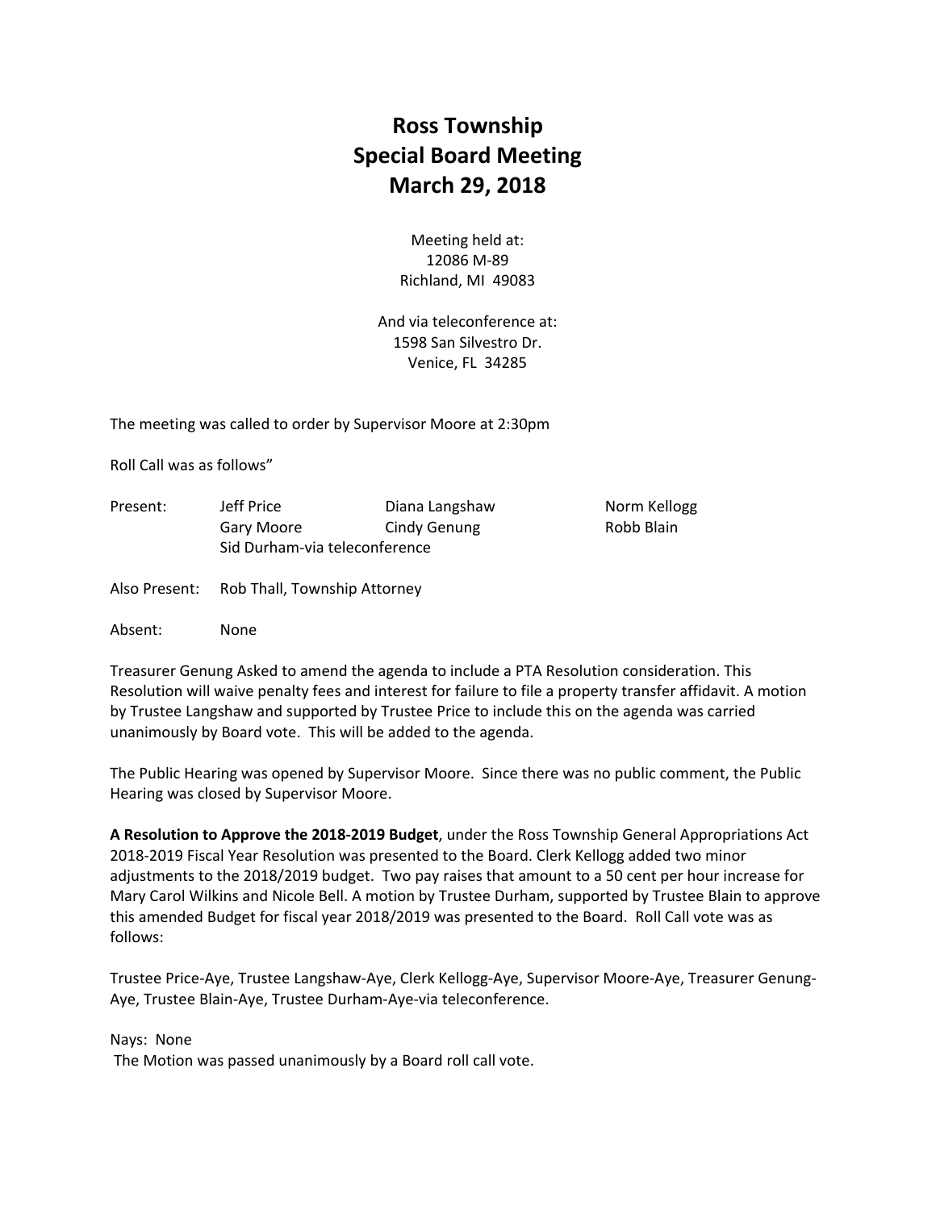# Ross Township
# Special Board Meeting
# March 29, 2018

Meeting held at:
12086 M-89
Richland, MI 49083

And via teleconference at:
1598 San Silvestro Dr.
Venice, FL 34285

The meeting was called to order by Supervisor Moore at 2:30pm

Roll Call was as follows"

| Present: | Jeff Price | Diana Langshaw | Norm Kellogg |
|---|---|---|---|
| | Gary Moore | Cindy Genung | Robb Blain |
| | Sid Durham-via teleconference | | |

Also Present: Rob Thall, Township Attorney

Absent: None

Treasurer Genung Asked to amend the agenda to include a PTA Resolution consideration. This Resolution will waive penalty fees and interest for failure to file a property transfer affidavit. A motion by Trustee Langshaw and supported by Trustee Price to include this on the agenda was carried unanimously by Board vote. This will be added to the agenda.

The Public Hearing was opened by Supervisor Moore. Since there was no public comment, the Public Hearing was closed by Supervisor Moore.

**A Resolution to Approve the 2018-2019 Budget**, under the Ross Township General Appropriations Act 2018-2019 Fiscal Year Resolution was presented to the Board. Clerk Kellogg added two minor adjustments to the 2018/2019 budget. Two pay raises that amount to a 50 cent per hour increase for Mary Carol Wilkins and Nicole Bell. A motion by Trustee Durham, supported by Trustee Blain to approve this amended Budget for fiscal year 2018/2019 was presented to the Board. Roll Call vote was as follows:

Trustee Price-Aye, Trustee Langshaw-Aye, Clerk Kellogg-Aye, Supervisor Moore-Aye, Treasurer Genung-Aye, Trustee Blain-Aye, Trustee Durham-Aye-via teleconference.

Nays: None
The Motion was passed unanimously by a Board roll call vote.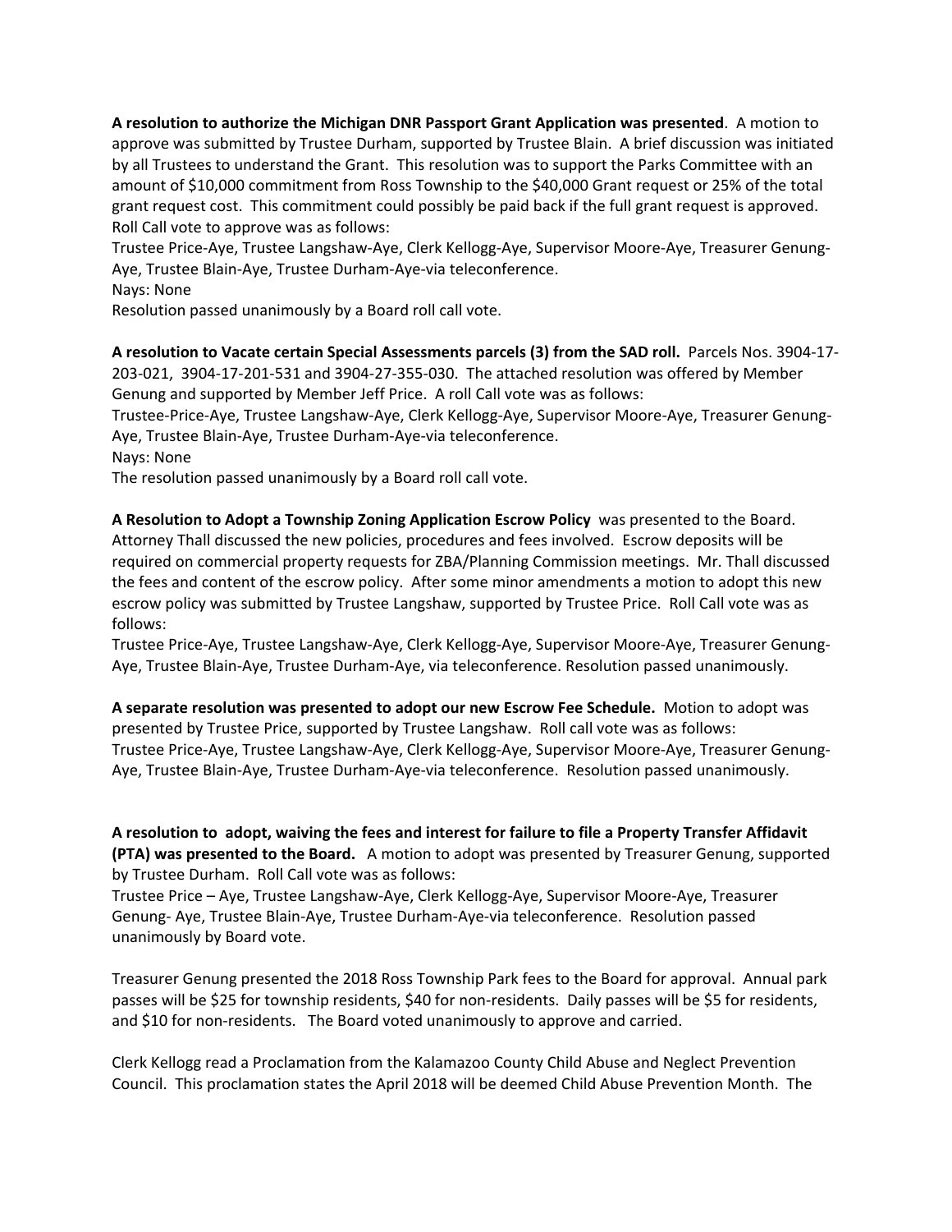**A resolution to authorize the Michigan DNR Passport Grant Application was presented**. A motion to approve was submitted by Trustee Durham, supported by Trustee Blain. A brief discussion was initiated by all Trustees to understand the Grant. This resolution was to support the Parks Committee with an amount of $10,000 commitment from Ross Township to the $40,000 Grant request or 25% of the total grant request cost. This commitment could possibly be paid back if the full grant request is approved. Roll Call vote to approve was as follows:
Trustee Price-Aye, Trustee Langshaw-Aye, Clerk Kellogg-Aye, Supervisor Moore-Aye, Treasurer Genung-Aye, Trustee Blain-Aye, Trustee Durham-Aye-via teleconference.
Nays: None
Resolution passed unanimously by a Board roll call vote.

**A resolution to Vacate certain Special Assessments parcels (3) from the SAD roll.** Parcels Nos. 3904-17-203-021, 3904-17-201-531 and 3904-27-355-030. The attached resolution was offered by Member Genung and supported by Member Jeff Price. A roll Call vote was as follows:
Trustee-Price-Aye, Trustee Langshaw-Aye, Clerk Kellogg-Aye, Supervisor Moore-Aye, Treasurer Genung-Aye, Trustee Blain-Aye, Trustee Durham-Aye-via teleconference.
Nays: None
The resolution passed unanimously by a Board roll call vote.

**A Resolution to Adopt a Township Zoning Application Escrow Policy** was presented to the Board. Attorney Thall discussed the new policies, procedures and fees involved. Escrow deposits will be required on commercial property requests for ZBA/Planning Commission meetings. Mr. Thall discussed the fees and content of the escrow policy. After some minor amendments a motion to adopt this new escrow policy was submitted by Trustee Langshaw, supported by Trustee Price. Roll Call vote was as follows:
Trustee Price-Aye, Trustee Langshaw-Aye, Clerk Kellogg-Aye, Supervisor Moore-Aye, Treasurer Genung-Aye, Trustee Blain-Aye, Trustee Durham-Aye, via teleconference. Resolution passed unanimously.

**A separate resolution was presented to adopt our new Escrow Fee Schedule.** Motion to adopt was presented by Trustee Price, supported by Trustee Langshaw. Roll call vote was as follows:
Trustee Price-Aye, Trustee Langshaw-Aye, Clerk Kellogg-Aye, Supervisor Moore-Aye, Treasurer Genung-Aye, Trustee Blain-Aye, Trustee Durham-Aye-via teleconference. Resolution passed unanimously.

**A resolution to adopt, waiving the fees and interest for failure to file a Property Transfer Affidavit (PTA) was presented to the Board.** A motion to adopt was presented by Treasurer Genung, supported by Trustee Durham. Roll Call vote was as follows:
Trustee Price – Aye, Trustee Langshaw-Aye, Clerk Kellogg-Aye, Supervisor Moore-Aye, Treasurer Genung- Aye, Trustee Blain-Aye, Trustee Durham-Aye-via teleconference. Resolution passed unanimously by Board vote.

Treasurer Genung presented the 2018 Ross Township Park fees to the Board for approval. Annual park passes will be $25 for township residents, $40 for non-residents. Daily passes will be $5 for residents, and $10 for non-residents. The Board voted unanimously to approve and carried.

Clerk Kellogg read a Proclamation from the Kalamazoo County Child Abuse and Neglect Prevention Council. This proclamation states the April 2018 will be deemed Child Abuse Prevention Month. The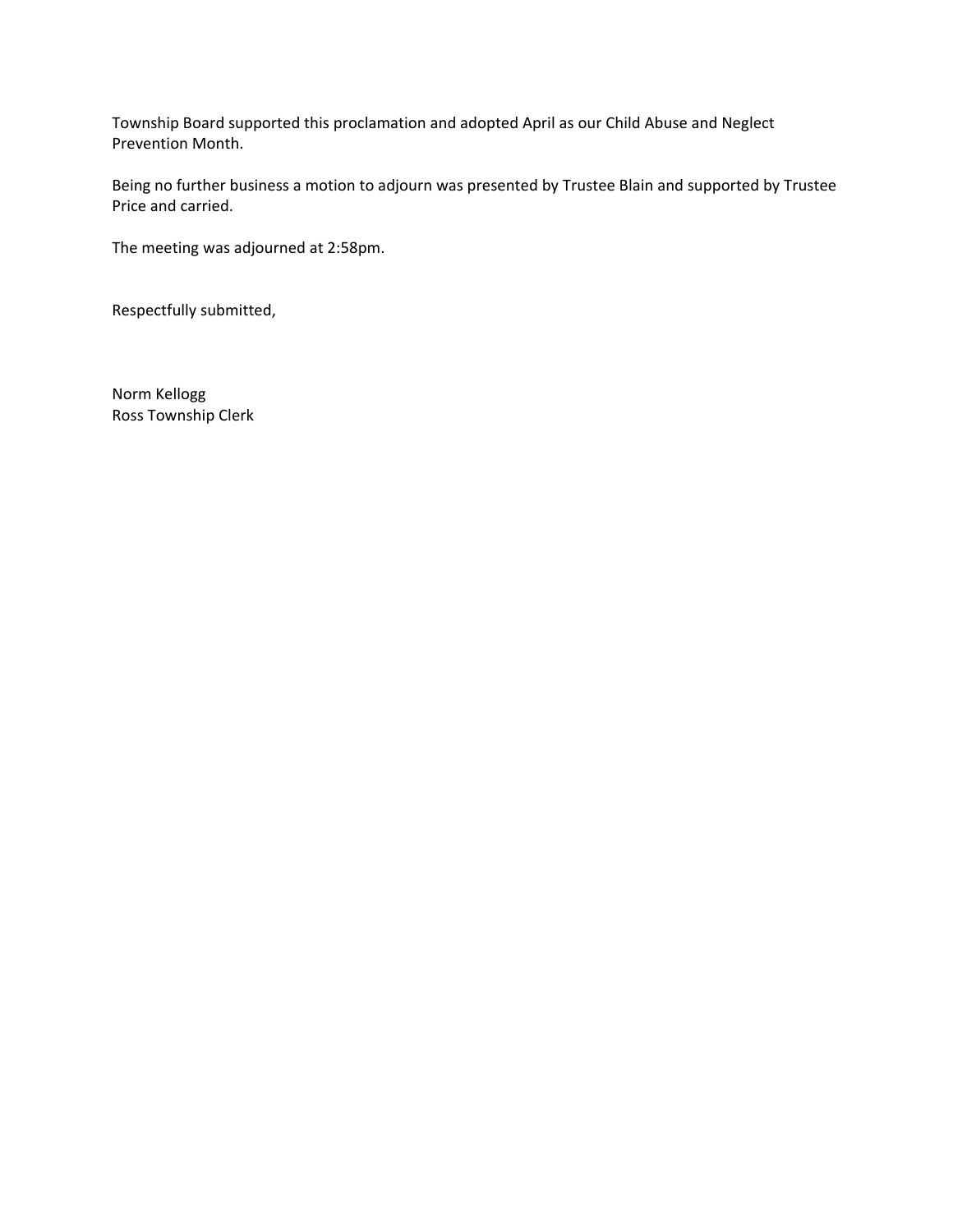Township Board supported this proclamation and adopted April as our Child Abuse and Neglect Prevention Month.

Being no further business a motion to adjourn was presented by Trustee Blain and supported by Trustee Price and carried.

The meeting was adjourned at 2:58pm.

Respectfully submitted,

Norm Kellogg  
Ross Township Clerk